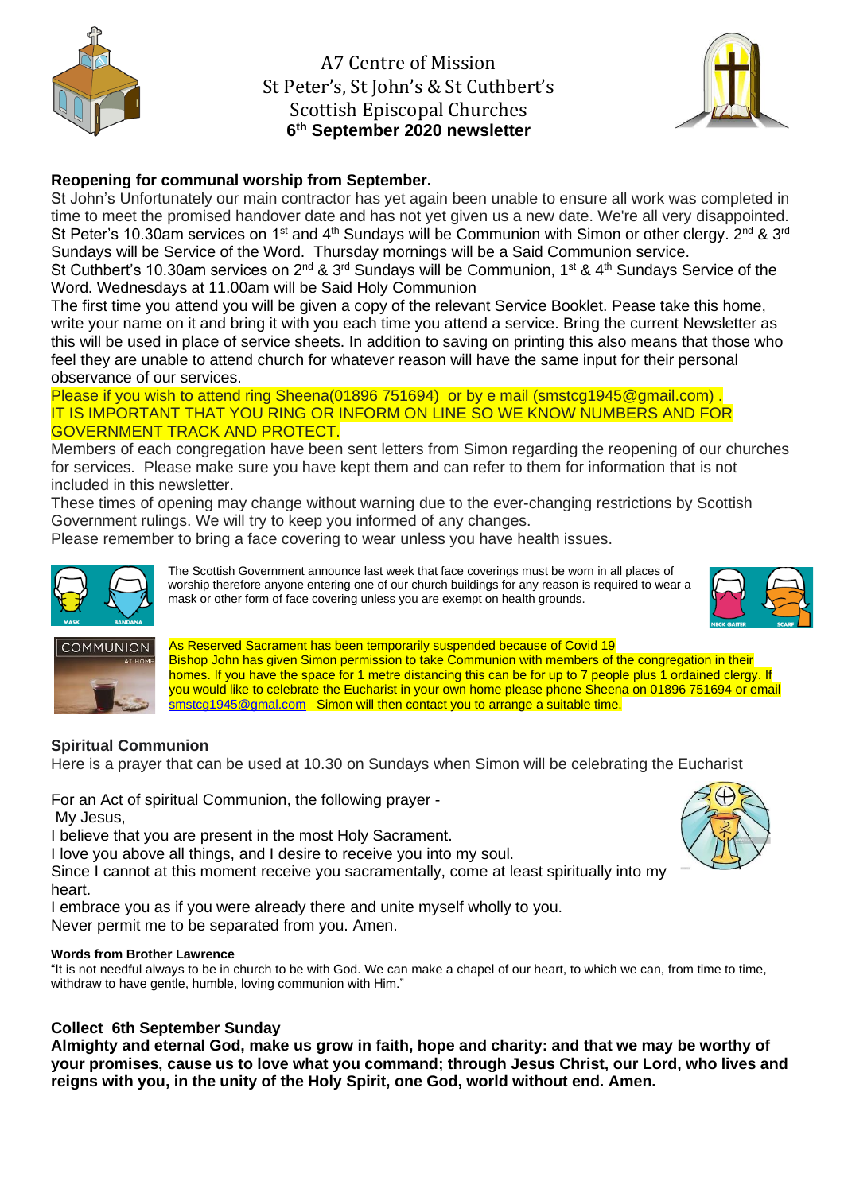# A7 Centre of Mission
## St Peter's, St John's & St Cuthbert's
## Scottish Episcopal Churches
**6th September 2020 newsletter**

**Reopening for communal worship from September.**

St John's Unfortunately our main contractor has yet again been unable to ensure all work was completed in time to meet the promised handover date and has not yet given us a new date. We're all very disappointed.

St Peter's 10.30am services on 1st and 4th Sundays will be Communion with Simon or other clergy. 2nd & 3rd Sundays will be Service of the Word. Thursday mornings will be a Said Communion service.

St Cuthbert's 10.30am services on 2nd & 3rd Sundays will be Communion, 1st & 4th Sundays Service of the Word. Wednesdays at 11.00am will be Said Holy Communion

The first time you attend you will be given a copy of the relevant Service Booklet. Pease take this home, write your name on it and bring it with you each time you attend a service. Bring the current Newsletter as this will be used in place of service sheets. In addition to saving on printing this also means that those who feel they are unable to attend church for whatever reason will have the same input for their personal observance of our services.

Please if you wish to attend ring Sheena(01896 751694) or by e mail (smstcg1945@gmail.com) .
IT IS IMPORTANT THAT YOU RING OR INFORM ON LINE SO WE KNOW NUMBERS AND FOR GOVERNMENT TRACK AND PROTECT.

Members of each congregation have been sent letters from Simon regarding the reopening of our churches for services. Please make sure you have kept them and can refer to them for information that is not included in this newsletter.

These times of opening may change without warning due to the ever-changing restrictions by Scottish Government rulings. We will try to keep you informed of any changes.

Please remember to bring a face covering to wear unless you have health issues.

The Scottish Government announce last week that face coverings must be worn in all places of worship therefore anyone entering one of our church buildings for any reason is required to wear a mask or other form of face covering unless you are exempt on health grounds.

As Reserved Sacrament has been temporarily suspended because of Covid 19
Bishop John has given Simon permission to take Communion with members of the congregation in their homes. If you have the space for 1 metre distancing this can be for up to 7 people plus 1 ordained clergy. If you would like to celebrate the Eucharist in your own home please phone Sheena on 01896 751694 or email smstcg1945@gmal.com Simon will then contact you to arrange a suitable time.

**Spiritual Communion**

Here is a prayer that can be used at 10.30 on Sundays when Simon will be celebrating the Eucharist

For an Act of spiritual Communion, the following prayer -
My Jesus,
I believe that you are present in the most Holy Sacrament.
I love you above all things, and I desire to receive you into my soul.
Since I cannot at this moment receive you sacramentally, come at least spiritually into my heart.
I embrace you as if you were already there and unite myself wholly to you.
Never permit me to be separated from you. Amen.

**Words from Brother Lawrence**

"It is not needful always to be in church to be with God. We can make a chapel of our heart, to which we can, from time to time, withdraw to have gentle, humble, loving communion with Him."

**Collect 6th September Sunday**

**Almighty and eternal God, make us grow in faith, hope and charity: and that we may be worthy of your promises, cause us to love what you command; through Jesus Christ, our Lord, who lives and reigns with you, in the unity of the Holy Spirit, one God, world without end. Amen.**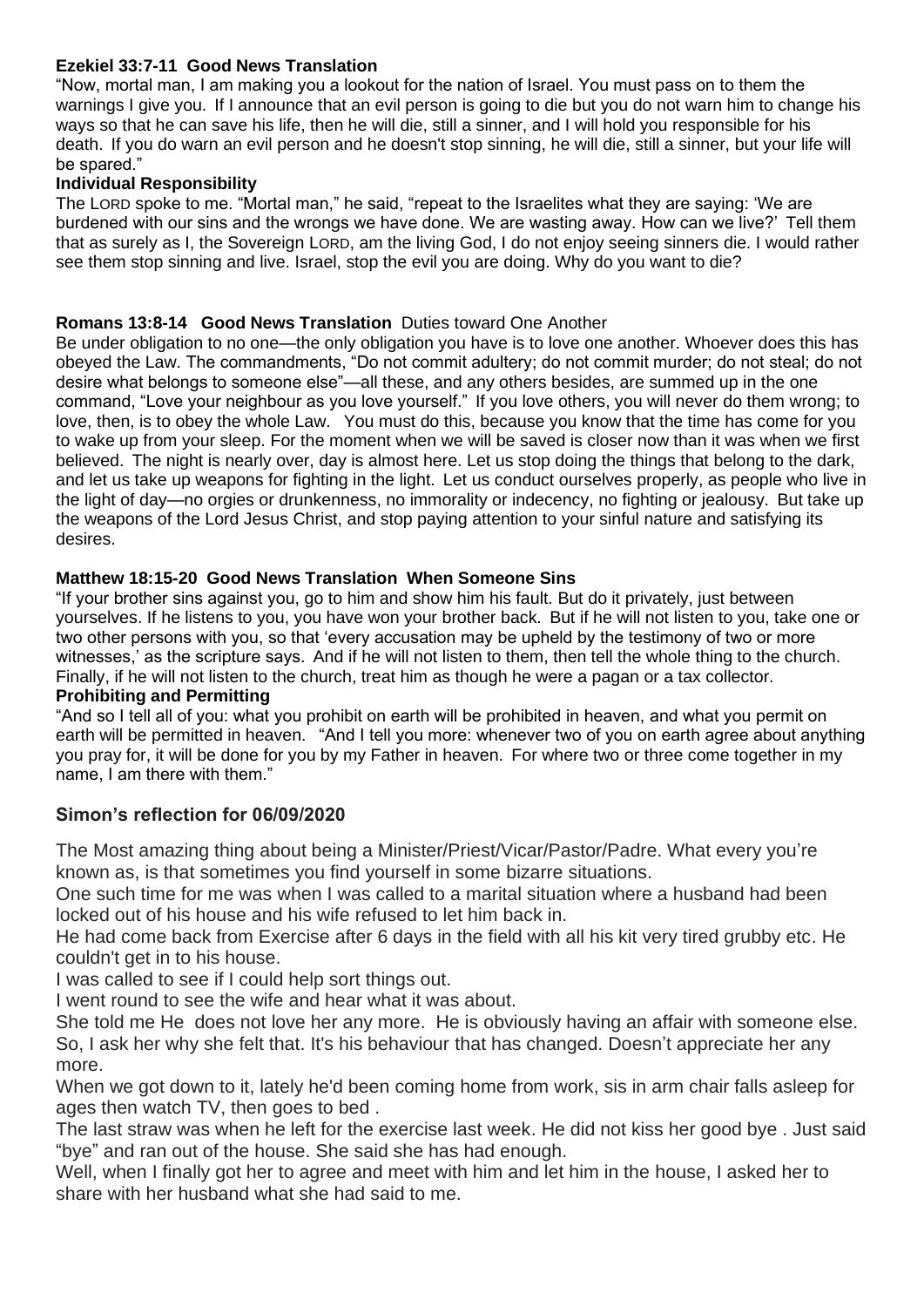**Ezekiel 33:7-11 Good News Translation**

"Now, mortal man, I am making you a lookout for the nation of Israel. You must pass on to them the warnings I give you. If I announce that an evil person is going to die but you do not warn him to change his ways so that he can save his life, then he will die, still a sinner, and I will hold you responsible for his death. If you do warn an evil person and he doesn't stop sinning, he will die, still a sinner, but your life will be spared."

**Individual Responsibility**

The LORD spoke to me. "Mortal man," he said, "repeat to the Israelites what they are saying: 'We are burdened with our sins and the wrongs we have done. We are wasting away. How can we live?' Tell them that as surely as I, the Sovereign LORD, am the living God, I do not enjoy seeing sinners die. I would rather see them stop sinning and live. Israel, stop the evil you are doing. Why do you want to die?

**Romans 13:8-14 Good News Translation** Duties toward One Another

Be under obligation to no one—the only obligation you have is to love one another. Whoever does this has obeyed the Law. The commandments, "Do not commit adultery; do not commit murder; do not steal; do not desire what belongs to someone else"—all these, and any others besides, are summed up in the one command, "Love your neighbour as you love yourself." If you love others, you will never do them wrong; to love, then, is to obey the whole Law. You must do this, because you know that the time has come for you to wake up from your sleep. For the moment when we will be saved is closer now than it was when we first believed. The night is nearly over, day is almost here. Let us stop doing the things that belong to the dark, and let us take up weapons for fighting in the light. Let us conduct ourselves properly, as people who live in the light of day—no orgies or drunkenness, no immorality or indecency, no fighting or jealousy. But take up the weapons of the Lord Jesus Christ, and stop paying attention to your sinful nature and satisfying its desires.

**Matthew 18:15-20 Good News Translation When Someone Sins**

"If your brother sins against you, go to him and show him his fault. But do it privately, just between yourselves. If he listens to you, you have won your brother back. But if he will not listen to you, take one or two other persons with you, so that 'every accusation may be upheld by the testimony of two or more witnesses,' as the scripture says. And if he will not listen to them, then tell the whole thing to the church. Finally, if he will not listen to the church, treat him as though he were a pagan or a tax collector.

**Prohibiting and Permitting**

"And so I tell all of you: what you prohibit on earth will be prohibited in heaven, and what you permit on earth will be permitted in heaven. "And I tell you more: whenever two of you on earth agree about anything you pray for, it will be done for you by my Father in heaven. For where two or three come together in my name, I am there with them."

## Simon's reflection for 06/09/2020

The Most amazing thing about being a Minister/Priest/Vicar/Pastor/Padre. What every you're known as, is that sometimes you find yourself in some bizarre situations.

One such time for me was when I was called to a marital situation where a husband had been locked out of his house and his wife refused to let him back in.

He had come back from Exercise after 6 days in the field with all his kit very tired grubby etc. He couldn't get in to his house.

I was called to see if I could help sort things out.

I went round to see the wife and hear what it was about.

She told me He does not love her any more. He is obviously having an affair with someone else. So, I ask her why she felt that. It's his behaviour that has changed. Doesn't appreciate her any more.

When we got down to it, lately he'd been coming home from work, sis in arm chair falls asleep for ages then watch TV, then goes to bed .

The last straw was when he left for the exercise last week. He did not kiss her good bye . Just said "bye" and ran out of the house. She said she has had enough.

Well, when I finally got her to agree and meet with him and let him in the house, I asked her to share with her husband what she had said to me.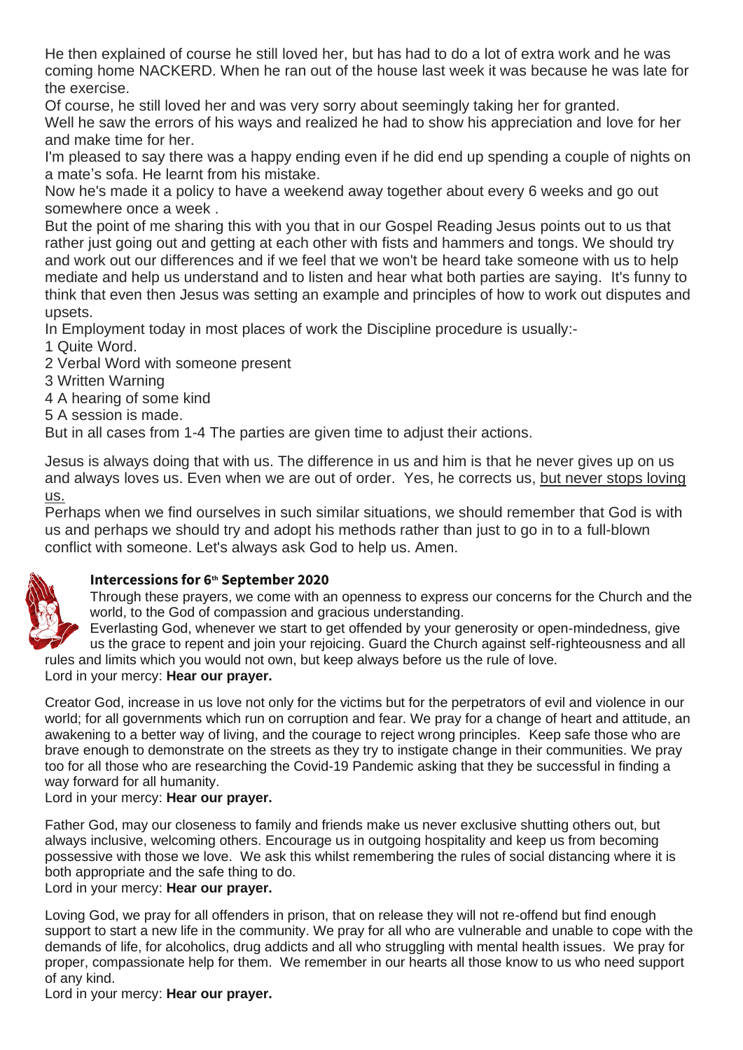He then explained of course he still loved her, but has had to do a lot of extra work and he was coming home NACKERD. When he ran out of the house last week it was because he was late for the exercise.

Of course, he still loved her and was very sorry about seemingly taking her for granted.

Well he saw the errors of his ways and realized he had to show his appreciation and love for her and make time for her.

I'm pleased to say there was a happy ending even if he did end up spending a couple of nights on a mate's sofa. He learnt from his mistake.

Now he's made it a policy to have a weekend away together about every 6 weeks and go out somewhere once a week .

But the point of me sharing this with you that in our Gospel Reading Jesus points out to us that rather just going out and getting at each other with fists and hammers and tongs. We should try and work out our differences and if we feel that we won't be heard take someone with us to help mediate and help us understand and to listen and hear what both parties are saying. It's funny to think that even then Jesus was setting an example and principles of how to work out disputes and upsets.

In Employment today in most places of work the Discipline procedure is usually:-

1 Quite Word.
2 Verbal Word with someone present
3 Written Warning
4 A hearing of some kind
5 A session is made.

But in all cases from 1-4 The parties are given time to adjust their actions.

Jesus is always doing that with us. The difference in us and him is that he never gives up on us and always loves us. Even when we are out of order. Yes, he corrects us, <u>but never stops loving us.</u>

Perhaps when we find ourselves in such similar situations, we should remember that God is with us and perhaps we should try and adopt his methods rather than just to go in to a full-blown conflict with someone. Let's always ask God to help us. Amen.

### Intercessions for 6th September 2020

Through these prayers, we come with an openness to express our concerns for the Church and the world, to the God of compassion and gracious understanding.

Everlasting God, whenever we start to get offended by your generosity or open-mindedness, give us the grace to repent and join your rejoicing. Guard the Church against self-righteousness and all rules and limits which you would not own, but keep always before us the rule of love.

Lord in your mercy: **Hear our prayer.**

Creator God, increase in us love not only for the victims but for the perpetrators of evil and violence in our world; for all governments which run on corruption and fear. We pray for a change of heart and attitude, an awakening to a better way of living, and the courage to reject wrong principles. Keep safe those who are brave enough to demonstrate on the streets as they try to instigate change in their communities. We pray too for all those who are researching the Covid-19 Pandemic asking that they be successful in finding a way forward for all humanity.

Lord in your mercy: **Hear our prayer.**

Father God, may our closeness to family and friends make us never exclusive shutting others out, but always inclusive, welcoming others. Encourage us in outgoing hospitality and keep us from becoming possessive with those we love. We ask this whilst remembering the rules of social distancing where it is both appropriate and the safe thing to do.

Lord in your mercy: **Hear our prayer.**

Loving God, we pray for all offenders in prison, that on release they will not re-offend but find enough support to start a new life in the community. We pray for all who are vulnerable and unable to cope with the demands of life, for alcoholics, drug addicts and all who struggling with mental health issues. We pray for proper, compassionate help for them. We remember in our hearts all those know to us who need support of any kind.

Lord in your mercy: **Hear our prayer.**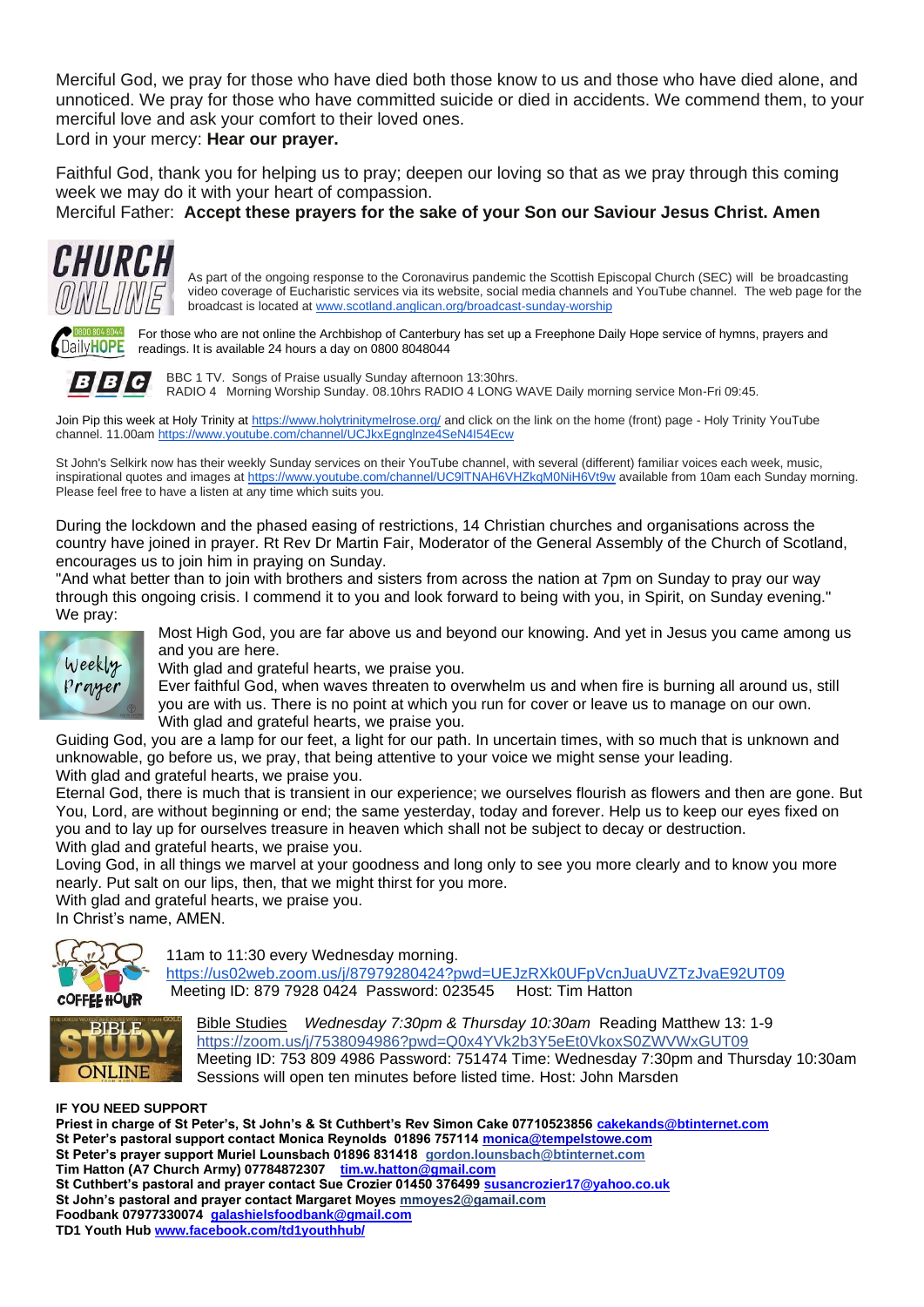Merciful God, we pray for those who have died both those know to us and those who have died alone, and unnoticed. We pray for those who have committed suicide or died in accidents. We commend them, to your merciful love and ask your comfort to their loved ones.
Lord in your mercy: **Hear our prayer.**

Faithful God, thank you for helping us to pray; deepen our loving so that as we pray through this coming week we may do it with your heart of compassion.
Merciful Father: **Accept these prayers for the sake of your Son our Saviour Jesus Christ. Amen**

As part of the ongoing response to the Coronavirus pandemic the Scottish Episcopal Church (SEC) will be broadcasting video coverage of Eucharistic services via its website, social media channels and YouTube channel. The web page for the broadcast is located at www.scotland.anglican.org/broadcast-sunday-worship

For those who are not online the Archbishop of Canterbury has set up a Freephone Daily Hope service of hymns, prayers and readings. It is available 24 hours a day on 0800 8048044

BBC 1 TV. Songs of Praise usually Sunday afternoon 13:30hrs.
RADIO 4 Morning Worship Sunday. 08.10hrs RADIO 4 LONG WAVE Daily morning service Mon-Fri 09:45.

Join Pip this week at Holy Trinity at https://www.holytrinitymelrose.org/ and click on the link on the home (front) page - Holy Trinity YouTube channel. 11.00am https://www.youtube.com/channel/UCJkxEgnglnze4SeN4I54Ecw

St John's Selkirk now has their weekly Sunday services on their YouTube channel, with several (different) familiar voices each week, music, inspirational quotes and images at https://www.youtube.com/channel/UC9lTNAH6VHZkqM0NiH6Vt9w available from 10am each Sunday morning. Please feel free to have a listen at any time which suits you.

During the lockdown and the phased easing of restrictions, 14 Christian churches and organisations across the country have joined in prayer. Rt Rev Dr Martin Fair, Moderator of the General Assembly of the Church of Scotland, encourages us to join him in praying on Sunday.
"And what better than to join with brothers and sisters from across the nation at 7pm on Sunday to pray our way through this ongoing crisis. I commend it to you and look forward to being with you, in Spirit, on Sunday evening."
We pray:

Most High God, you are far above us and beyond our knowing. And yet in Jesus you came among us and you are here.
With glad and grateful hearts, we praise you.
Ever faithful God, when waves threaten to overwhelm us and when fire is burning all around us, still you are with us. There is no point at which you run for cover or leave us to manage on our own.
With glad and grateful hearts, we praise you.
Guiding God, you are a lamp for our feet, a light for our path. In uncertain times, with so much that is unknown and unknowable, go before us, we pray, that being attentive to your voice we might sense your leading.
With glad and grateful hearts, we praise you.
Eternal God, there is much that is transient in our experience; we ourselves flourish as flowers and then are gone. But You, Lord, are without beginning or end; the same yesterday, today and forever. Help us to keep our eyes fixed on you and to lay up for ourselves treasure in heaven which shall not be subject to decay or destruction.
With glad and grateful hearts, we praise you.
Loving God, in all things we marvel at your goodness and long only to see you more clearly and to know you more nearly. Put salt on our lips, then, that we might thirst for you more.
With glad and grateful hearts, we praise you.
In Christ's name, AMEN.

11am to 11:30 every Wednesday morning.
https://us02web.zoom.us/j/87979280424?pwd=UEJzRXk0UFpVcnJuaUVZTzJvaE92UT09
Meeting ID: 879 7928 0424 Password: 023545 Host: Tim Hatton

Bible Studies *Wednesday 7:30pm & Thursday 10:30am* Reading Matthew 13: 1-9
https://zoom.us/j/7538094986?pwd=Q0x4YVk2b3Y5eEt0VkoxS0ZWVWxGUT09
Meeting ID: 753 809 4986 Password: 751474 Time: Wednesday 7:30pm and Thursday 10:30am
Sessions will open ten minutes before listed time. Host: John Marsden

**IF YOU NEED SUPPORT**
**Priest in charge of St Peter's, St John's & St Cuthbert's Rev Simon Cake 07710523856 cakekands@btinternet.com**
**St Peter's pastoral support contact Monica Reynolds 01896 757114 monica@tempelstowe.com**
**St Peter's prayer support Muriel Lounsbach 01896 831418 gordon.lounsbach@btinternet.com**
**Tim Hatton (A7 Church Army) 07784872307 tim.w.hatton@gmail.com**
**St Cuthbert's pastoral and prayer contact Sue Crozier 01450 376499 susancrozier17@yahoo.co.uk**
**St John's pastoral and prayer contact Margaret Moyes mmoyes2@gamail.com**
**Foodbank 07977330074 galashielsfoodbank@gmail.com**
**TD1 Youth Hub www.facebook.com/td1youthhub/**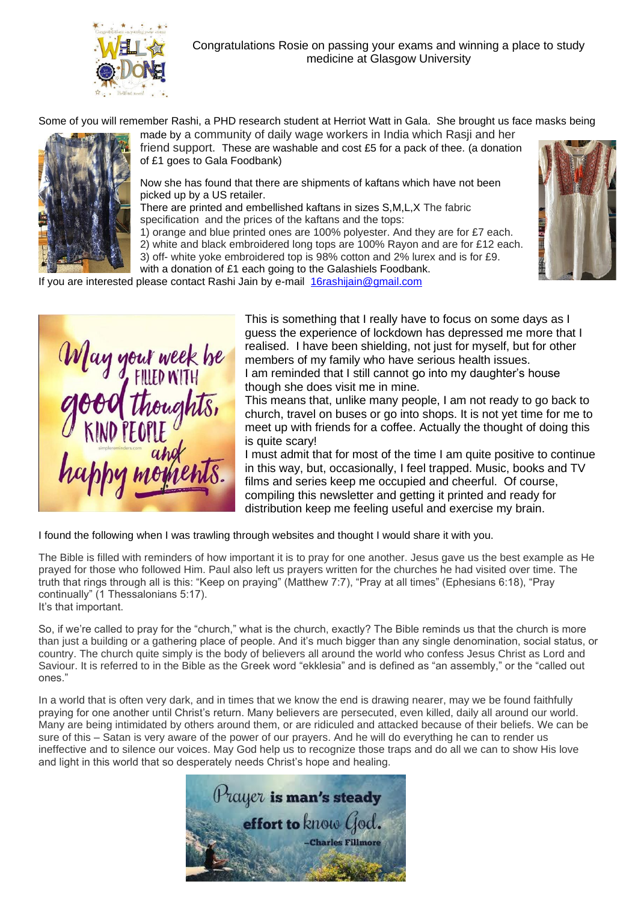Congratulations Rosie on passing your exams and winning a place to study medicine at Glasgow University

Some of you will remember Rashi, a PHD research student at Herriot Watt in Gala. She brought us face masks being made by a community of daily wage workers in India which Rasji and her friend support. These are washable and cost £5 for a pack of thee. (a donation of £1 goes to Gala Foodbank)

Now she has found that there are shipments of kaftans which have not been picked up by a US retailer.

There are printed and embellished kaftans in sizes S,M,L,X The fabric specification and the prices of the kaftans and the tops:

1) orange and blue printed ones are 100% polyester. And they are for £7 each.
2) white and black embroidered long tops are 100% Rayon and are for £12 each.
3) off- white yoke embroidered top is 98% cotton and 2% lurex and is for £9.

with a donation of £1 each going to the Galashiels Foodbank.

If you are interested please contact Rashi Jain by e-mail 16rashijain@gmail.com

This is something that I really have to focus on some days as I guess the experience of lockdown has depressed me more that I realised. I have been shielding, not just for myself, but for other members of my family who have serious health issues.

I am reminded that I still cannot go into my daughter's house though she does visit me in mine.

This means that, unlike many people, I am not ready to go back to church, travel on buses or go into shops. It is not yet time for me to meet up with friends for a coffee. Actually the thought of doing this is quite scary!

I must admit that for most of the time I am quite positive to continue in this way, but, occasionally, I feel trapped. Music, books and TV films and series keep me occupied and cheerful. Of course, compiling this newsletter and getting it printed and ready for distribution keep me feeling useful and exercise my brain.

I found the following when I was trawling through websites and thought I would share it with you.

The Bible is filled with reminders of how important it is to pray for one another. Jesus gave us the best example as He prayed for those who followed Him. Paul also left us prayers written for the churches he had visited over time. The truth that rings through all is this: "Keep on praying" (Matthew 7:7), "Pray at all times" (Ephesians 6:18), "Pray continually" (1 Thessalonians 5:17).
It's that important.

So, if we're called to pray for the "church," what is the church, exactly? The Bible reminds us that the church is more than just a building or a gathering place of people. And it's much bigger than any single denomination, social status, or country. The church quite simply is the body of believers all around the world who confess Jesus Christ as Lord and Saviour. It is referred to in the Bible as the Greek word "ekklesia" and is defined as "an assembly," or the "called out ones."

In a world that is often very dark, and in times that we know the end is drawing nearer, may we be found faithfully praying for one another until Christ's return. Many believers are persecuted, even killed, daily all around our world. Many are being intimidated by others around them, or are ridiculed and attacked because of their beliefs. We can be sure of this – Satan is very aware of the power of our prayers. And he will do everything he can to render us ineffective and to silence our voices. May God help us to recognize those traps and do all we can to show His love and light in this world that so desperately needs Christ's hope and healing.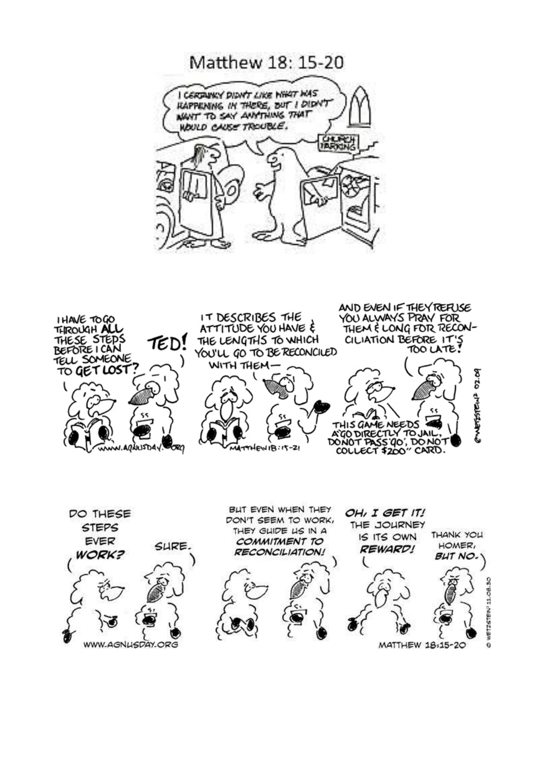# Matthew 18: 15-20

I CERTAINLY DIDN'T LIKE WHAT WAS HAPPENING IN THERE, BUT I DIDN'T WANT TO SAY ANYTHING THAT WOULD CAUSE TROUBLE.

CHURCH PARKING

I HAVE TO GO THROUGH **ALL** THESE STEPS BEFORE I CAN TELL SOMEONE TO **GET LOST**?

**TED!**

IT DESCRIBES THE ATTITUDE YOU HAVE & THE LENGTHS TO WHICH YOU'LL GO TO BE RECONCILED WITH THEM—

AND EVEN IF THEY REFUSE YOU ALWAYS PRAY FOR THEM & LONG FOR RECONCILIATION BEFORE IT'S TOO LATE!

THIS GAME NEEDS A "GO DIRECTLY TO JAIL, DO NOT PASS 'GO', DO NOT COLLECT $200" CARD.

WWW.AGNUSDAY.ORG

MATTHEW 18:15-21

© WETZSTEIN 02.09

DO THESE STEPS EVER ***WORK?***

SURE.

BUT EVEN WHEN THEY DON'T SEEM TO WORK, THEY GUIDE US IN A ***COMMITMENT TO RECONCILIATION!***

***OH, I GET IT!*** THE JOURNEY IS ITS OWN ***REWARD!***

THANK YOU HOMER, ***BUT NO.***

WWW.AGNUSDAY.ORG

MATTHEW 18:15-20

© WETZSTEIN 11.08.30